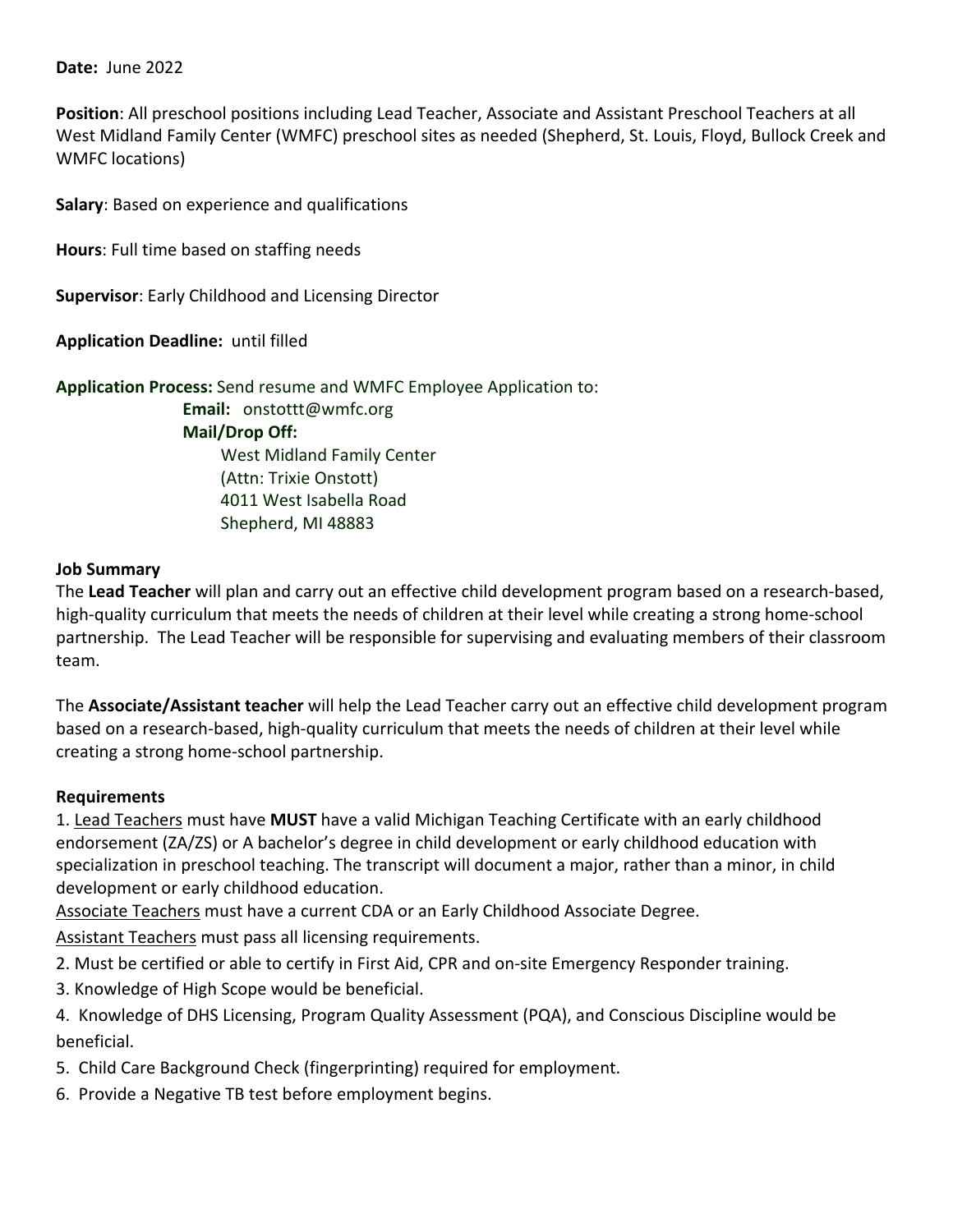**Date:** June 2022

**Position**: All preschool positions including Lead Teacher, Associate and Assistant Preschool Teachers at all West Midland Family Center (WMFC) preschool sites as needed (Shepherd, St. Louis, Floyd, Bullock Creek and WMFC locations)

**Salary**: Based on experience and qualifications

**Hours**: Full time based on staffing needs

**Supervisor**: Early Childhood and Licensing Director

**Application Deadline:** until filled

**Application Process:** Send resume and WMFC Employee Application to:

**Email:** onstottt@wmfc.org

**Mail/Drop Off:**

West Midland Family Center
(Attn: Trixie Onstott)
4011 West Isabella Road
Shepherd, MI 48883

**Job Summary**

The **Lead Teacher** will plan and carry out an effective child development program based on a research-based, high-quality curriculum that meets the needs of children at their level while creating a strong home-school partnership. The Lead Teacher will be responsible for supervising and evaluating members of their classroom team.

The **Associate/Assistant teacher** will help the Lead Teacher carry out an effective child development program based on a research-based, high-quality curriculum that meets the needs of children at their level while creating a strong home-school partnership.

**Requirements**

1. <u>Lead Teachers</u> must have **MUST** have a valid Michigan Teaching Certificate with an early childhood endorsement (ZA/ZS) or A bachelor's degree in child development or early childhood education with specialization in preschool teaching. The transcript will document a major, rather than a minor, in child development or early childhood education.

<u>Associate Teachers</u> must have a current CDA or an Early Childhood Associate Degree.

<u>Assistant Teachers</u> must pass all licensing requirements.

2. Must be certified or able to certify in First Aid, CPR and on-site Emergency Responder training.
3. Knowledge of High Scope would be beneficial.
4. Knowledge of DHS Licensing, Program Quality Assessment (PQA), and Conscious Discipline would be beneficial.
5. Child Care Background Check (fingerprinting) required for employment.
6. Provide a Negative TB test before employment begins.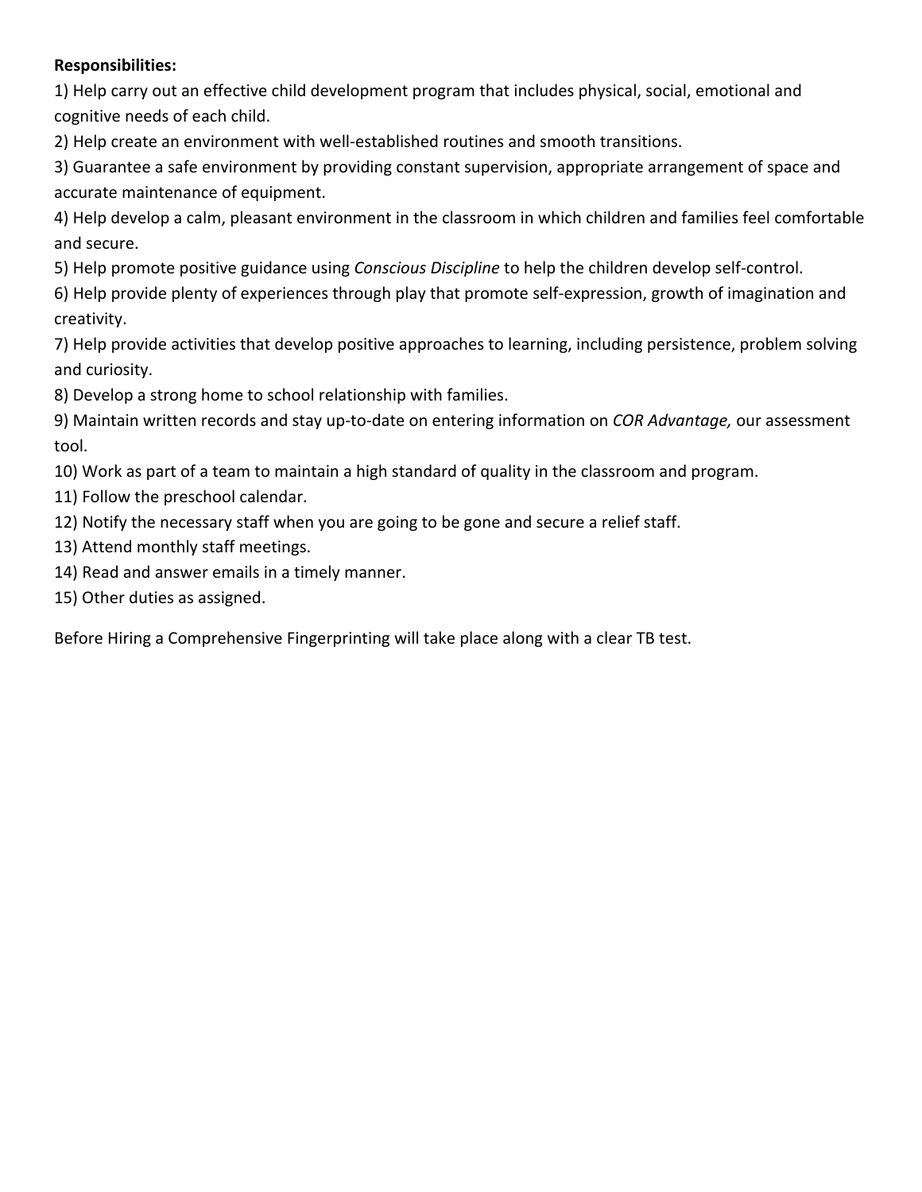**Responsibilities:**

1) Help carry out an effective child development program that includes physical, social, emotional and cognitive needs of each child.
2) Help create an environment with well-established routines and smooth transitions.
3) Guarantee a safe environment by providing constant supervision, appropriate arrangement of space and accurate maintenance of equipment.
4) Help develop a calm, pleasant environment in the classroom in which children and families feel comfortable and secure.
5) Help promote positive guidance using *Conscious Discipline* to help the children develop self-control.
6) Help provide plenty of experiences through play that promote self-expression, growth of imagination and creativity.
7) Help provide activities that develop positive approaches to learning, including persistence, problem solving and curiosity.
8) Develop a strong home to school relationship with families.
9) Maintain written records and stay up-to-date on entering information on *COR Advantage,* our assessment tool.
10) Work as part of a team to maintain a high standard of quality in the classroom and program.
11) Follow the preschool calendar.
12) Notify the necessary staff when you are going to be gone and secure a relief staff.
13) Attend monthly staff meetings.
14) Read and answer emails in a timely manner.
15) Other duties as assigned.

Before Hiring a Comprehensive Fingerprinting will take place along with a clear TB test.